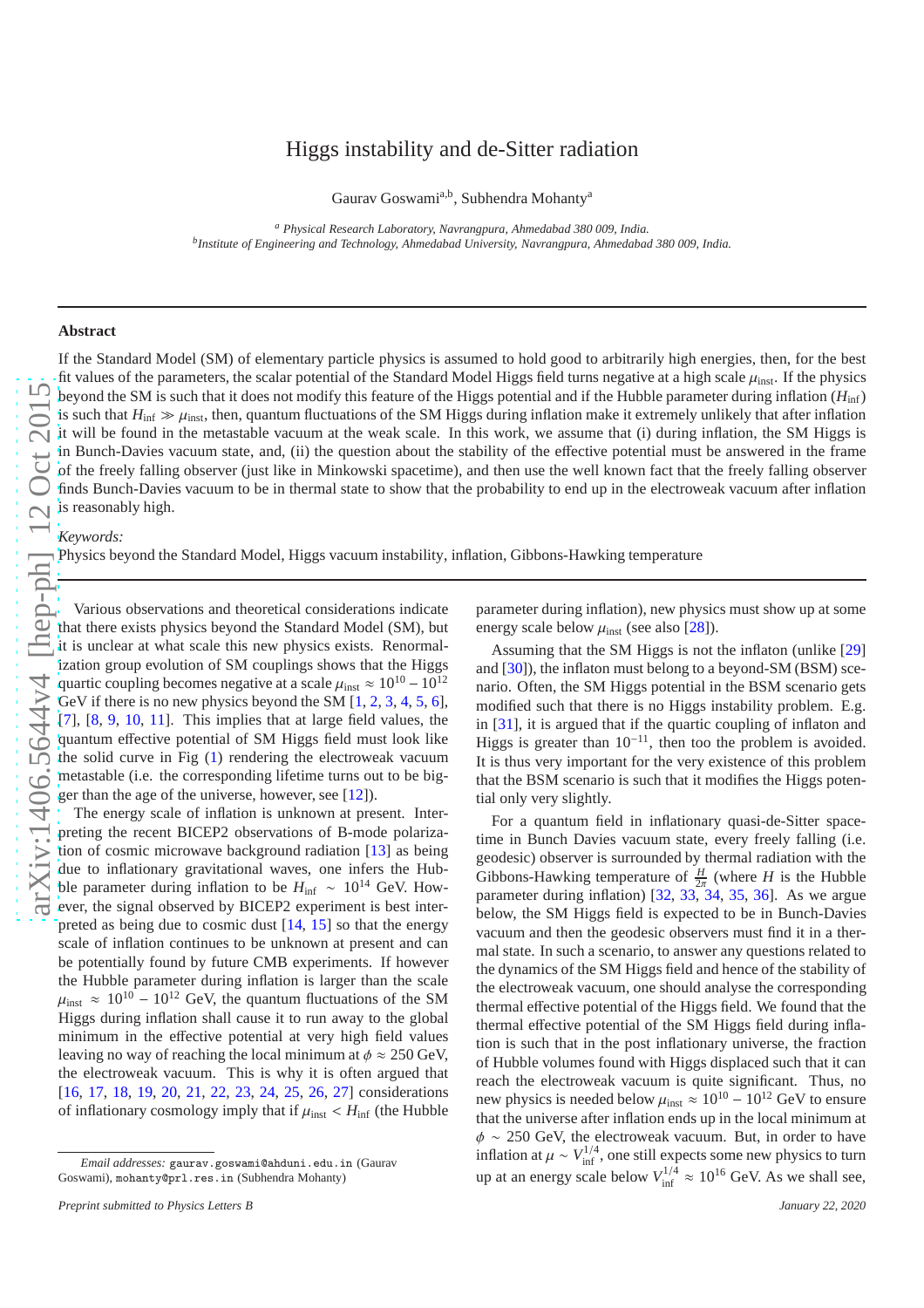# Higgs instability and de-Sitter radiation

Gaurav Goswami[a,b], Subhendra Mohanty[a]

[a] *Physical Research Laboratory, Navrangpura, Ahmedabad 380 009, India.*
[b] *Institute of Engineering and Technology, Ahmedabad University, Navrangpura, Ahmedabad 380 009, India.*

---

### Abstract

If the Standard Model (SM) of elementary particle physics is assumed to hold good to arbitrarily high energies, then, for the best fit values of the parameters, the scalar potential of the Standard Model Higgs field turns negative at a high scale $\mu_{\rm inst}$. If the physics beyond the SM is such that it does not modify this feature of the Higgs potential and if the Hubble parameter during inflation ($H_{\rm inf}$) is such that $H_{\rm inf} \gg \mu_{\rm inst}$, then, quantum fluctuations of the SM Higgs during inflation make it extremely unlikely that after inflation it will be found in the metastable vacuum at the weak scale. In this work, we assume that (i) during inflation, the SM Higgs is in Bunch-Davies vacuum state, and, (ii) the question about the stability of the effective potential must be answered in the frame of the freely falling observer (just like in Minkowski spacetime), and then use the well known fact that the freely falling observer finds Bunch-Davies vacuum to be in thermal state to show that the probability to end up in the electroweak vacuum after inflation is reasonably high.

*Keywords:*
Physics beyond the Standard Model, Higgs vacuum instability, inflation, Gibbons-Hawking temperature

---

Various observations and theoretical considerations indicate that there exists physics beyond the Standard Model (SM), but it is unclear at what scale this new physics exists. Renormalization group evolution of SM couplings shows that the Higgs quartic coupling becomes negative at a scale $\mu_{\rm inst} \approx 10^{10} - 10^{12}$ GeV if there is no new physics beyond the SM [1, 2, 3, 4, 5, 6], [7], [8, 9, 10, 11]. This implies that at large field values, the quantum effective potential of SM Higgs field must look like the solid curve in Fig (1) rendering the electroweak vacuum metastable (i.e. the corresponding lifetime turns out to be bigger than the age of the universe, however, see [12]).

The energy scale of inflation is unknown at present. Interpreting the recent BICEP2 observations of B-mode polarization of cosmic microwave background radiation [13] as being due to inflationary gravitational waves, one infers the Hubble parameter during inflation to be $H_{\rm inf} \sim 10^{14}$ GeV. However, the signal observed by BICEP2 experiment is best interpreted as being due to cosmic dust [14, 15] so that the energy scale of inflation continues to be unknown at present and can be potentially found by future CMB experiments. If however the Hubble parameter during inflation is larger than the scale $\mu_{\rm inst} \approx 10^{10} - 10^{12}$ GeV, the quantum fluctuations of the SM Higgs during inflation shall cause it to run away to the global minimum in the effective potential at very high field values leaving no way of reaching the local minimum at $\phi \approx 250$ GeV, the electroweak vacuum. This is why it is often argued that [16, 17, 18, 19, 20, 21, 22, 23, 24, 25, 26, 27] considerations of inflationary cosmology imply that if $\mu_{\rm inst} < H_{\rm inf}$ (the Hubble parameter during inflation), new physics must show up at some energy scale below $\mu_{\rm inst}$ (see also [28]).

Assuming that the SM Higgs is not the inflaton (unlike [29] and [30]), the inflaton must belong to a beyond-SM (BSM) scenario. Often, the SM Higgs potential in the BSM scenario gets modified such that there is no Higgs instability problem. E.g. in [31], it is argued that if the quartic coupling of inflaton and Higgs is greater than $10^{-11}$, then too the problem is avoided. It is thus very important for the very existence of this problem that the BSM scenario is such that it modifies the Higgs potential only very slightly.

For a quantum field in inflationary quasi-de-Sitter spacetime in Bunch Davies vacuum state, every freely falling (i.e. geodesic) observer is surrounded by thermal radiation with the Gibbons-Hawking temperature of $\frac{H}{2\pi}$ (where $H$ is the Hubble parameter during inflation) [32, 33, 34, 35, 36]. As we argue below, the SM Higgs field is expected to be in Bunch-Davies vacuum and then the geodesic observers must find it in a thermal state. In such a scenario, to answer any questions related to the dynamics of the SM Higgs field and hence of the stability of the electroweak vacuum, one should analyse the corresponding thermal effective potential of the Higgs field. We found that the thermal effective potential of the SM Higgs field during inflation is such that in the post inflationary universe, the fraction of Hubble volumes found with Higgs displaced such that it can reach the electroweak vacuum is quite significant. Thus, no new physics is needed below $\mu_{\rm inst} \approx 10^{10} - 10^{12}$ GeV to ensure that the universe after inflation ends up in the local minimum at $\phi \sim 250$ GeV, the electroweak vacuum. But, in order to have inflation at $\mu \sim V_{\rm inf}^{1/4}$, one still expects some new physics to turn up at an energy scale below $V_{\rm inf}^{1/4} \approx 10^{16}$ GeV. As we shall see,

---

*Email addresses:* gaurav.goswami@ahduni.edu.in (Gaurav Goswami), mohanty@prl.res.in (Subhendra Mohanty)

*Preprint submitted to Physics Letters B* January 22, 2020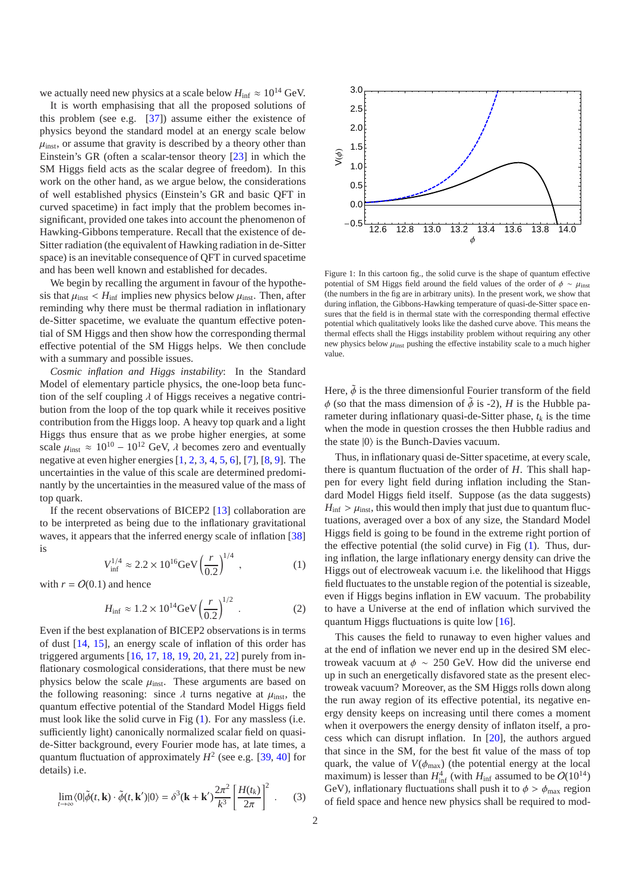we actually need new physics at a scale below $H_{\rm inf} \approx 10^{14}$ GeV.

It is worth emphasising that all the proposed solutions of this problem (see e.g. [37]) assume either the existence of physics beyond the standard model at an energy scale below $\mu_{\rm inst}$, or assume that gravity is described by a theory other than Einstein's GR (often a scalar-tensor theory [23] in which the SM Higgs field acts as the scalar degree of freedom). In this work on the other hand, as we argue below, the considerations of well established physics (Einstein's GR and basic QFT in curved spacetime) in fact imply that the problem becomes insignificant, provided one takes into account the phenomenon of Hawking-Gibbons temperature. Recall that the existence of de-Sitter radiation (the equivalent of Hawking radiation in de-Sitter space) is an inevitable consequence of QFT in curved spacetime and has been well known and established for decades.

We begin by recalling the argument in favour of the hypothesis that $\mu_{\rm inst} < H_{\rm inf}$ implies new physics below $\mu_{\rm inst}$. Then, after reminding why there must be thermal radiation in inflationary de-Sitter spacetime, we evaluate the quantum effective potential of SM Higgs and then show how the corresponding thermal effective potential of the SM Higgs helps. We then conclude with a summary and possible issues.

*Cosmic inflation and Higgs instability*: In the Standard Model of elementary particle physics, the one-loop beta function of the self coupling $\lambda$ of Higgs receives a negative contribution from the loop of the top quark while it receives positive contribution from the Higgs loop. A heavy top quark and a light Higgs thus ensure that as we probe higher energies, at some scale $\mu_{\rm inst} \approx 10^{10} - 10^{12}$ GeV, $\lambda$ becomes zero and eventually negative at even higher energies [1, 2, 3, 4, 5, 6], [7], [8, 9]. The uncertainties in the value of this scale are determined predominantly by the uncertainties in the measured value of the mass of top quark.

If the recent observations of BICEP2 [13] collaboration are to be interpreted as being due to the inflationary gravitational waves, it appears that the inferred energy scale of inflation [38] is

$$V_{\rm inf}^{1/4} \approx 2.2 \times 10^{16} {\rm GeV} \left(\frac{r}{0.2}\right)^{1/4}, \tag{1}$$

with $r = O(0.1)$ and hence

$$H_{\rm inf} \approx 1.2 \times 10^{14} {\rm GeV} \left(\frac{r}{0.2}\right)^{1/2}. \tag{2}$$

Even if the best explanation of BICEP2 observations is in terms of dust [14, 15], an energy scale of inflation of this order has triggered arguments [16, 17, 18, 19, 20, 21, 22] purely from inflationary cosmological considerations, that there must be new physics below the scale $\mu_{\rm inst}$. These arguments are based on the following reasoning: since $\lambda$ turns negative at $\mu_{\rm inst}$, the quantum effective potential of the Standard Model Higgs field must look like the solid curve in Fig (1). For any massless (i.e. sufficiently light) canonically normalized scalar field on quasi-de-Sitter background, every Fourier mode has, at late times, a quantum fluctuation of approximately $H^2$ (see e.g. [39, 40] for details) i.e.

$$\lim_{t\to\infty} \langle 0|\tilde{\phi}(t,\mathbf{k}) \cdot \tilde{\phi}(t,\mathbf{k}')|0\rangle = \delta^3(\mathbf{k}+\mathbf{k}')\frac{2\pi^2}{k^3}\left[\frac{H(t_k)}{2\pi}\right]^2. \tag{3}$$

Figure 1: In this cartoon fig., the solid curve is the shape of quantum effective potential of SM Higgs field around the field values of the order of $\phi \sim \mu_{\rm inst}$ (the numbers in the fig are in arbitrary units). In the present work, we show that during inflation, the Gibbons-Hawking temperature of quasi-de-Sitter space ensures that the field is in thermal state with the corresponding thermal effective potential which qualitatively looks like the dashed curve above. This means the thermal effects shall the Higgs instability problem without requiring any other new physics below $\mu_{\rm inst}$ pushing the effective instability scale to a much higher value.

Here, $\tilde{\phi}$ is the three dimensional Fourier transform of the field $\phi$ (so that the mass dimension of $\tilde{\phi}$ is -2), $H$ is the Hubble parameter during inflationary quasi-de-Sitter phase, $t_k$ is the time when the mode in question crosses the then Hubble radius and the state $|0\rangle$ is the Bunch-Davies vacuum.

Thus, in inflationary quasi de-Sitter spacetime, at every scale, there is quantum fluctuation of the order of $H$. This shall happen for every light field during inflation including the Standard Model Higgs field itself. Suppose (as the data suggests) $H_{\rm inf} > \mu_{\rm inst}$, this would then imply that just due to quantum fluctuations, averaged over a box of any size, the Standard Model Higgs field is going to be found in the extreme right portion of the effective potential (the solid curve) in Fig (1). Thus, during inflation, the large inflationary energy density can drive the Higgs out of electroweak vacuum i.e. the likelihood that Higgs field fluctuates to the unstable region of the potential is sizeable, even if Higgs begins inflation in EW vacuum. The probability to have a Universe at the end of inflation which survived the quantum Higgs fluctuations is quite low [16].

This causes the field to runaway to even higher values and at the end of inflation we never end up in the desired SM electroweak vacuum at $\phi \sim 250$ GeV. How did the universe end up in such an energetically disfavored state as the present electroweak vacuum? Moreover, as the SM Higgs rolls down along the run away region of its effective potential, its negative energy density keeps on increasing until there comes a moment when it overpowers the energy density of inflaton itself, a process which can disrupt inflation. In [20], the authors argued that since in the SM, for the best fit value of the mass of top quark, the value of $V(\phi_{\rm max})$ (the potential energy at the local maximum) is lesser than $H_{\rm inf}^4$ (with $H_{\rm inf}$ assumed to be $O(10^{14})$ GeV), inflationary fluctuations shall push it to $\phi > \phi_{\rm max}$ region of field space and hence new physics shall be required to mod-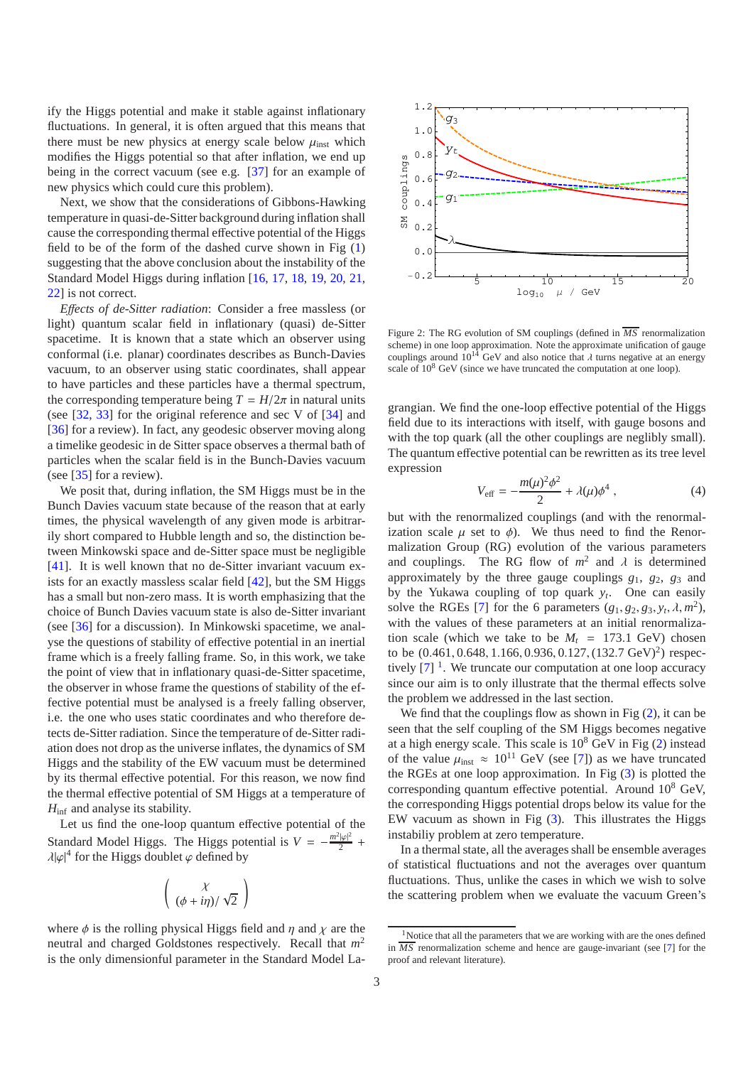ify the Higgs potential and make it stable against inflationary fluctuations. In general, it is often argued that this means that there must be new physics at energy scale below $\mu_{\rm inst}$ which modifies the Higgs potential so that after inflation, we end up being in the correct vacuum (see e.g. [37] for an example of new physics which could cure this problem).

Next, we show that the considerations of Gibbons-Hawking temperature in quasi-de-Sitter background during inflation shall cause the corresponding thermal effective potential of the Higgs field to be of the form of the dashed curve shown in Fig (1) suggesting that the above conclusion about the instability of the Standard Model Higgs during inflation [16, 17, 18, 19, 20, 21, 22] is not correct.

*Effects of de-Sitter radiation*: Consider a free massless (or light) quantum scalar field in inflationary (quasi) de-Sitter spacetime. It is known that a state which an observer using conformal (i.e. planar) coordinates describes as Bunch-Davies vacuum, to an observer using static coordinates, shall appear to have particles and these particles have a thermal spectrum, the corresponding temperature being $T = H/2\pi$ in natural units (see [32, 33] for the original reference and sec V of [34] and [36] for a review). In fact, any geodesic observer moving along a timelike geodesic in de Sitter space observes a thermal bath of particles when the scalar field is in the Bunch-Davies vacuum (see [35] for a review).

We posit that, during inflation, the SM Higgs must be in the Bunch Davies vacuum state because of the reason that at early times, the physical wavelength of any given mode is arbitrarily short compared to Hubble length and so, the distinction between Minkowski space and de-Sitter space must be negligible [41]. It is well known that no de-Sitter invariant vacuum exists for an exactly massless scalar field [42], but the SM Higgs has a small but non-zero mass. It is worth emphasizing that the choice of Bunch Davies vacuum state is also de-Sitter invariant (see [36] for a discussion). In Minkowski spacetime, we analyse the questions of stability of effective potential in an inertial frame which is a freely falling frame. So, in this work, we take the point of view that in inflationary quasi-de-Sitter spacetime, the observer in whose frame the questions of stability of the effective potential must be analysed is a freely falling observer, i.e. the one who uses static coordinates and who therefore detects de-Sitter radiation. Since the temperature of de-Sitter radiation does not drop as the universe inflates, the dynamics of SM Higgs and the stability of the EW vacuum must be determined by its thermal effective potential. For this reason, we now find the thermal effective potential of SM Higgs at a temperature of $H_{\rm inf}$ and analyse its stability.

Let us find the one-loop quantum effective potential of the Standard Model Higgs. The Higgs potential is $V = -\frac{m^2|\varphi|^2}{2} + \lambda|\varphi|^4$ for the Higgs doublet $\varphi$ defined by

$$\begin{pmatrix} \chi \\ (\phi + i\eta)/\sqrt{2} \end{pmatrix}$$

where $\phi$ is the rolling physical Higgs field and $\eta$ and $\chi$ are the neutral and charged Goldstones respectively. Recall that $m^2$ is the only dimensionful parameter in the Standard Model Lagrangian. We find the one-loop effective potential of the Higgs field due to its interactions with itself, with gauge bosons and with the top quark (all the other couplings are neglibly small). The quantum effective potential can be rewritten as its tree level expression

$$V_{\rm eff} = -\frac{m(\mu)^2\phi^2}{2} + \lambda(\mu)\phi^4 \,, \tag{4}$$

but with the renormalized couplings (and with the renormalization scale $\mu$ set to $\phi$). We thus need to find the Renormalization Group (RG) evolution of the various parameters and couplings. The RG flow of $m^2$ and $\lambda$ is determined approximately by the three gauge couplings $g_1$, $g_2$, $g_3$ and by the Yukawa coupling of top quark $y_t$. One can easily solve the RGEs [7] for the 6 parameters $(g_1, g_2, g_3, y_t, \lambda, m^2)$, with the values of these parameters at an initial renormalization scale (which we take to be $M_t = 173.1$ GeV) chosen to be $(0.461, 0.648, 1.166, 0.936, 0.127, (132.7\ \text{GeV})^2)$ respectively [7] [1]. We truncate our computation at one loop accuracy since our aim is to only illustrate that the thermal effects solve the problem we addressed in the last section.

Figure 2: The RG evolution of SM couplings (defined in $\overline{MS}$ renormalization scheme) in one loop approximation. Note the approximate unification of gauge couplings around $10^{14}$ GeV and also notice that $\lambda$ turns negative at an energy scale of $10^8$ GeV (since we have truncated the computation at one loop).

We find that the couplings flow as shown in Fig (2), it can be seen that the self coupling of the SM Higgs becomes negative at a high energy scale. This scale is $10^8$ GeV in Fig (2) instead of the value $\mu_{\rm inst} \approx 10^{11}$ GeV (see [7]) as we have truncated the RGEs at one loop approximation. In Fig (3) is plotted the corresponding quantum effective potential. Around $10^8$ GeV, the corresponding Higgs potential drops below its value for the EW vacuum as shown in Fig (3). This illustrates the Higgs instabiliy problem at zero temperature.

In a thermal state, all the averages shall be ensemble averages of statistical fluctuations and not the averages over quantum fluctuations. Thus, unlike the cases in which we wish to solve the scattering problem when we evaluate the vacuum Green's

[1] Notice that all the parameters that we are working with are the ones defined in $\overline{MS}$ renormalization scheme and hence are gauge-invariant (see [7] for the proof and relevant literature).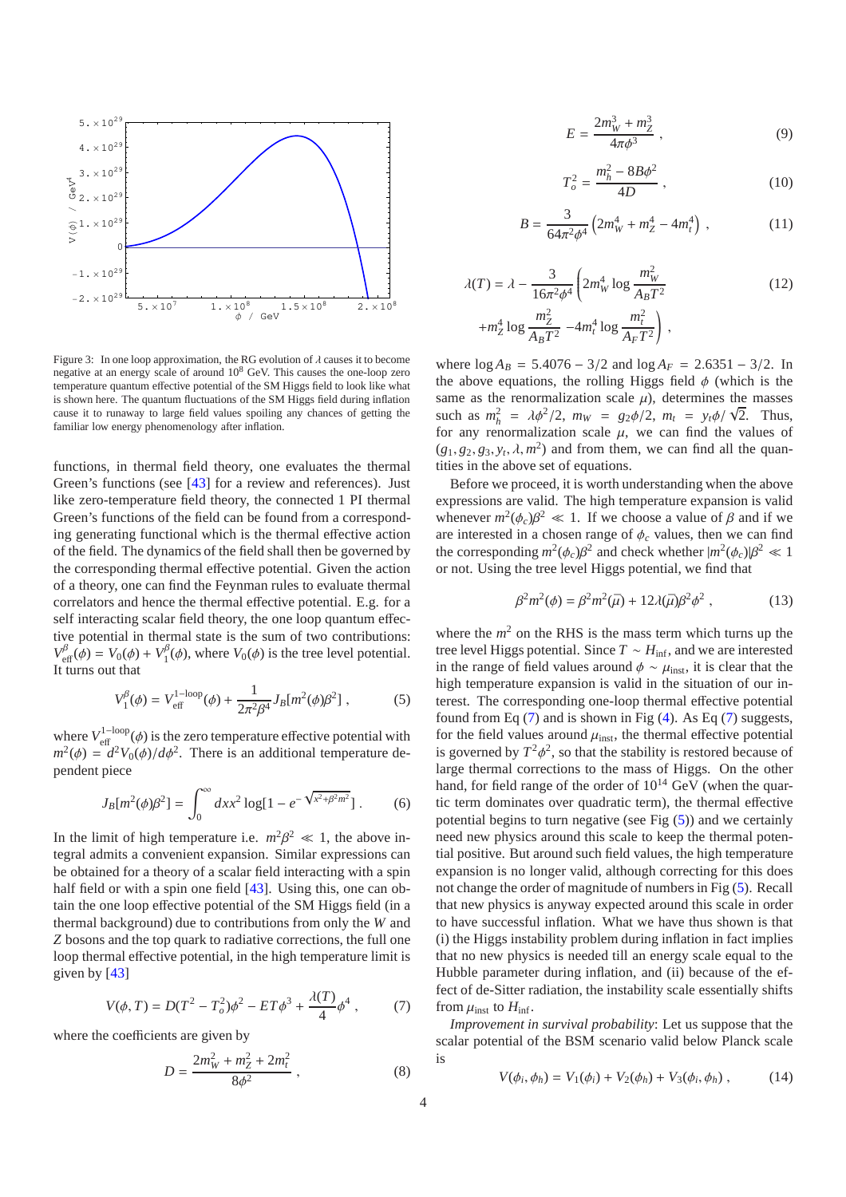Figure 3: In one loop approximation, the RG evolution of $\lambda$ causes it to become negative at an energy scale of around $10^8$ GeV. This causes the one-loop zero temperature quantum effective potential of the SM Higgs field to look like what is shown here. The quantum fluctuations of the SM Higgs field during inflation cause it to runaway to large field values spoiling any chances of getting the familiar low energy phenomenology after inflation.

functions, in thermal field theory, one evaluates the thermal Green's functions (see [43] for a review and references). Just like zero-temperature field theory, the connected 1 PI thermal Green's functions of the field can be found from a corresponding generating functional which is the thermal effective action of the field. The dynamics of the field shall then be governed by the corresponding thermal effective potential. Given the action of a theory, one can find the Feynman rules to evaluate thermal correlators and hence the thermal effective potential. E.g. for a self interacting scalar field theory, the one loop quantum effective potential in thermal state is the sum of two contributions: $V^{\beta}_{\rm eff}(\phi) = V_0(\phi) + V^{\beta}_1(\phi)$, where $V_0(\phi)$ is the tree level potential. It turns out that

$$V^{\beta}_1(\phi) = V^{\rm 1-loop}_{\rm eff}(\phi) + \frac{1}{2\pi^2\beta^4} J_B[m^2(\phi)\beta^2] \, , \tag{5}$$

where $V^{\rm 1-loop}_{\rm eff}(\phi)$ is the zero temperature effective potential with $m^2(\phi) = d^2V_0(\phi)/d\phi^2$. There is an additional temperature dependent piece

$$J_B[m^2(\phi)\beta^2] = \int_0^{\infty} dx x^2 \log[1 - e^{-\sqrt{x^2+\beta^2 m^2}}] \, . \tag{6}$$

In the limit of high temperature i.e. $m^2\beta^2 \ll 1$, the above integral admits a convenient expansion. Similar expressions can be obtained for a theory of a scalar field interacting with a spin half field or with a spin one field [43]. Using this, one can obtain the one loop effective potential of the SM Higgs field (in a thermal background) due to contributions from only the $W$ and $Z$ bosons and the top quark to radiative corrections, the full one loop thermal effective potential, in the high temperature limit is given by [43]

$$V(\phi, T) = D(T^2 - T_o^2)\phi^2 - ET\phi^3 + \frac{\lambda(T)}{4}\phi^4 \, , \tag{7}$$

where the coefficients are given by

$$D = \frac{2m_W^2 + m_Z^2 + 2m_t^2}{8\phi^2} \, , \tag{8}$$

$$E = \frac{2m_W^3 + m_Z^3}{4\pi\phi^3} \, , \tag{9}$$

$$T_o^2 = \frac{m_h^2 - 8B\phi^2}{4D} \, , \tag{10}$$

$$B = \frac{3}{64\pi^2\phi^4}\left(2m_W^4 + m_Z^4 - 4m_t^4\right) \, , \tag{11}$$

$$\lambda(T) = \lambda - \frac{3}{16\pi^2\phi^4}\left(2m_W^4 \log\frac{m_W^2}{A_B T^2} + m_Z^4 \log\frac{m_Z^2}{A_B T^2} - 4m_t^4 \log\frac{m_t^2}{A_F T^2}\right) \, , \tag{12}$$

where $\log A_B = 5.4076 - 3/2$ and $\log A_F = 2.6351 - 3/2$. In the above equations, the rolling Higgs field $\phi$ (which is the same as the renormalization scale $\mu$), determines the masses such as $m_h^2 = \lambda\phi^2/2$, $m_W = g_2\phi/2$, $m_t = y_t\phi/\sqrt{2}$. Thus, for any renormalization scale $\mu$, we can find the values of $(g_1, g_2, g_3, y_t, \lambda, m^2)$ and from them, we can find all the quantities in the above set of equations.

Before we proceed, it is worth understanding when the above expressions are valid. The high temperature expansion is valid whenever $m^2(\phi_c)\beta^2 \ll 1$. If we choose a value of $\beta$ and if we are interested in a chosen range of $\phi_c$ values, then we can find the corresponding $m^2(\phi_c)\beta^2$ and check whether $|m^2(\phi_c)|\beta^2 \ll 1$ or not. Using the tree level Higgs potential, we find that

$$\beta^2 m^2(\phi) = \beta^2 m^2(\bar{\mu}) + 12\lambda(\bar{\mu})\beta^2\phi^2 \, , \tag{13}$$

where the $m^2$ on the RHS is the mass term which turns up the tree level Higgs potential. Since $T \sim H_{\rm inf}$, and we are interested in the range of field values around $\phi \sim \mu_{\rm inst}$, it is clear that the high temperature expansion is valid in the situation of our interest. The corresponding one-loop thermal effective potential found from Eq (7) and is shown in Fig (4). As Eq (7) suggests, for the field values around $\mu_{\rm inst}$, the thermal effective potential is governed by $T^2\phi^2$, so that the stability is restored because of large thermal corrections to the mass of Higgs. On the other hand, for field range of the order of $10^{14}$ GeV (when the quartic term dominates over quadratic term), the thermal effective potential begins to turn negative (see Fig (5)) and we certainly need new physics around this scale to keep the thermal potential positive. But around such field values, the high temperature expansion is no longer valid, although correcting for this does not change the order of magnitude of numbers in Fig (5). Recall that new physics is anyway expected around this scale in order to have successful inflation. What we have thus shown is that (i) the Higgs instability problem during inflation in fact implies that no new physics is needed till an energy scale equal to the Hubble parameter during inflation, and (ii) because of the effect of de-Sitter radiation, the instability scale essentially shifts from $\mu_{\rm inst}$ to $H_{\rm inf}$.

*Improvement in survival probability*: Let us suppose that the scalar potential of the BSM scenario valid below Planck scale is

$$V(\phi_i, \phi_h) = V_1(\phi_i) + V_2(\phi_h) + V_3(\phi_i, \phi_h) \, , \tag{14}$$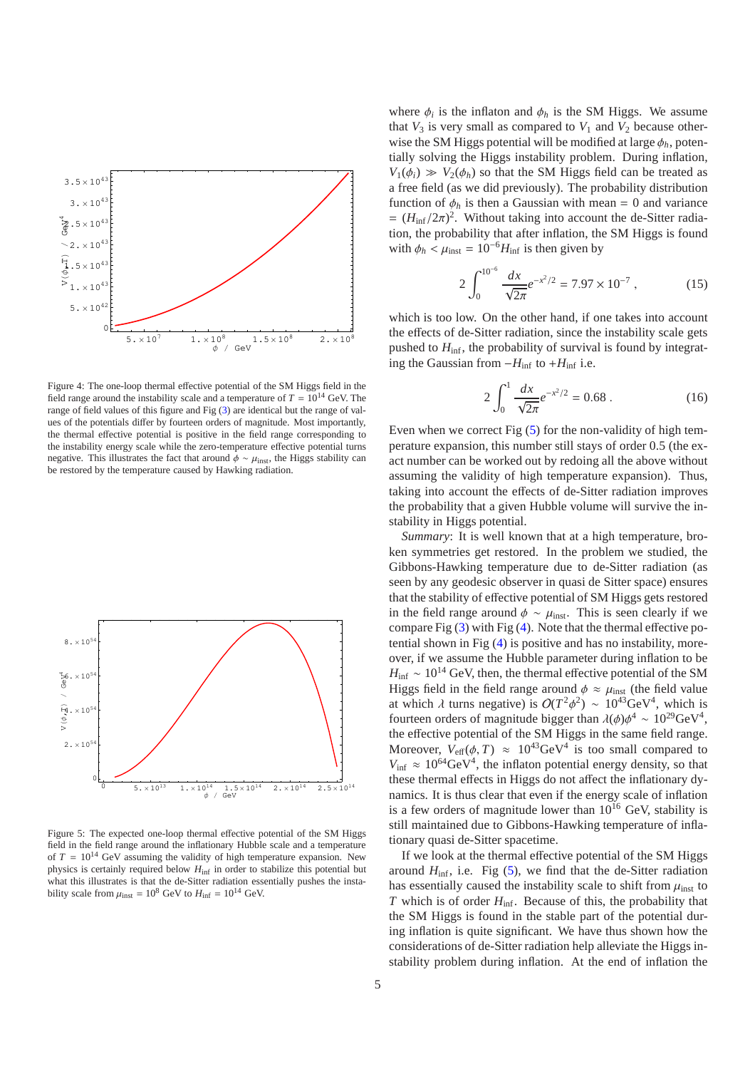Figure 4: The one-loop thermal effective potential of the SM Higgs field in the field range around the instability scale and a temperature of $T = 10^{14}$ GeV. The range of field values of this figure and Fig (3) are identical but the range of values of the potentials differ by fourteen orders of magnitude. Most importantly, the thermal effective potential is positive in the field range corresponding to the instability energy scale while the zero-temperature effective potential turns negative. This illustrates the fact that around $\phi \sim \mu_{\rm inst}$, the Higgs stability can be restored by the temperature caused by Hawking radiation.

Figure 5: The expected one-loop thermal effective potential of the SM Higgs field in the field range around the inflationary Hubble scale and a temperature of $T = 10^{14}$ GeV assuming the validity of high temperature expansion. New physics is certainly required below $H_{\rm inf}$ in order to stabilize this potential but what this illustrates is that the de-Sitter radiation essentially pushes the instability scale from $\mu_{\rm inst} = 10^8$ GeV to $H_{\rm inf} = 10^{14}$ GeV.

where $\phi_i$ is the inflaton and $\phi_h$ is the SM Higgs. We assume that $V_3$ is very small as compared to $V_1$ and $V_2$ because otherwise the SM Higgs potential will be modified at large $\phi_h$, potentially solving the Higgs instability problem. During inflation, $V_1(\phi_i) \gg V_2(\phi_h)$ so that the SM Higgs field can be treated as a free field (as we did previously). The probability distribution function of $\phi_h$ is then a Gaussian with mean = 0 and variance = $(H_{\rm inf}/2\pi)^2$. Without taking into account the de-Sitter radiation, the probability that after inflation, the SM Higgs is found with $\phi_h < \mu_{\rm inst} = 10^{-6} H_{\rm inf}$ is then given by

$$2\int_0^{10^{-6}} \frac{dx}{\sqrt{2\pi}} e^{-x^2/2} = 7.97 \times 10^{-7} \,, \tag{15}$$

which is too low. On the other hand, if one takes into account the effects of de-Sitter radiation, since the instability scale gets pushed to $H_{\rm inf}$, the probability of survival is found by integrating the Gaussian from $-H_{\rm inf}$ to $+H_{\rm inf}$ i.e.

$$2\int_0^{1} \frac{dx}{\sqrt{2\pi}} e^{-x^2/2} = 0.68 \,. \tag{16}$$

Even when we correct Fig (5) for the non-validity of high temperature expansion, this number still stays of order 0.5 (the exact number can be worked out by redoing all the above without assuming the validity of high temperature expansion). Thus, taking into account the effects of de-Sitter radiation improves the probability that a given Hubble volume will survive the instability in Higgs potential.

*Summary*: It is well known that at a high temperature, broken symmetries get restored. In the problem we studied, the Gibbons-Hawking temperature due to de-Sitter radiation (as seen by any geodesic observer in quasi de Sitter space) ensures that the stability of effective potential of SM Higgs gets restored in the field range around $\phi \sim \mu_{\rm inst}$. This is seen clearly if we compare Fig (3) with Fig (4). Note that the thermal effective potential shown in Fig (4) is positive and has no instability, moreover, if we assume the Hubble parameter during inflation to be $H_{\rm inf} \sim 10^{14}$ GeV, then, the thermal effective potential of the SM Higgs field in the field range around $\phi \approx \mu_{\rm inst}$ (the field value at which $\lambda$ turns negative) is $O(T^2\phi^2) \sim 10^{43}{\rm GeV}^4$, which is fourteen orders of magnitude bigger than $\lambda(\phi)\phi^4 \sim 10^{29}{\rm GeV}^4$, the effective potential of the SM Higgs in the same field range. Moreover, $V_{\rm eff}(\phi, T) \approx 10^{43}{\rm GeV}^4$ is too small compared to $V_{\rm inf} \approx 10^{64}{\rm GeV}^4$, the inflaton potential energy density, so that these thermal effects in Higgs do not affect the inflationary dynamics. It is thus clear that even if the energy scale of inflation is a few orders of magnitude lower than $10^{16}$ GeV, stability is still maintained due to Gibbons-Hawking temperature of inflationary quasi de-Sitter spacetime.

If we look at the thermal effective potential of the SM Higgs around $H_{\rm inf}$, i.e. Fig (5), we find that the de-Sitter radiation has essentially caused the instability scale to shift from $\mu_{\rm inst}$ to $T$ which is of order $H_{\rm inf}$. Because of this, the probability that the SM Higgs is found in the stable part of the potential during inflation is quite significant. We have thus shown how the considerations of de-Sitter radiation help alleviate the Higgs instability problem during inflation. At the end of inflation the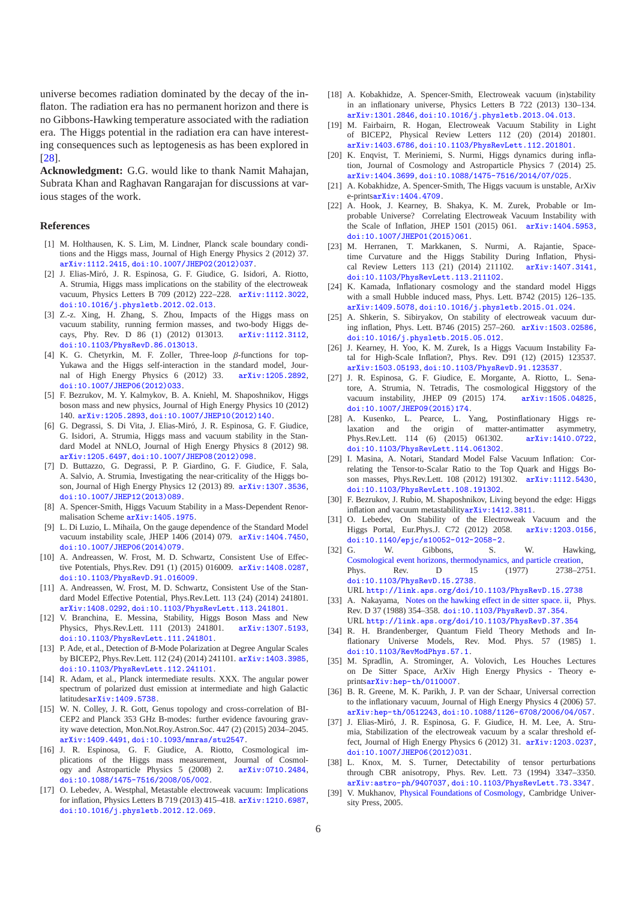universe becomes radiation dominated by the decay of the inflaton. The radiation era has no permanent horizon and there is no Gibbons-Hawking temperature associated with the radiation era. The Higgs potential in the radiation era can have interesting consequences such as leptogenesis as has been explored in [28].

**Acknowledgment:** G.G. would like to thank Namit Mahajan, Subrata Khan and Raghavan Rangarajan for discussions at various stages of the work.

## References

[1] M. Holthausen, K. S. Lim, M. Lindner, Planck scale boundary conditions and the Higgs mass, Journal of High Energy Physics 2 (2012) 37. arXiv:1112.2415, doi:10.1007/JHEP02(2012)037.

[2] J. Elias-Miró, J. R. Espinosa, G. F. Giudice, G. Isidori, A. Riotto, A. Strumia, Higgs mass implications on the stability of the electroweak vacuum, Physics Letters B 709 (2012) 222–228. arXiv:1112.3022, doi:10.1016/j.physletb.2012.02.013.

[3] Z.-z. Xing, H. Zhang, S. Zhou, Impacts of the Higgs mass on vacuum stability, running fermion masses, and two-body Higgs decays, Phy. Rev. D 86 (1) (2012) 013013. arXiv:1112.3112, doi:10.1103/PhysRevD.86.013013.

[4] K. G. Chetyrkin, M. F. Zoller, Three-loop $\beta$-functions for top-Yukawa and the Higgs self-interaction in the standard model, Journal of High Energy Physics 6 (2012) 33. arXiv:1205.2892, doi:10.1007/JHEP06(2012)033.

[5] F. Bezrukov, M. Y. Kalmykov, B. A. Kniehl, M. Shaposhnikov, Higgs boson mass and new physics, Journal of High Energy Physics 10 (2012) 140. arXiv:1205.2893, doi:10.1007/JHEP10(2012)140.

[6] G. Degrassi, S. Di Vita, J. Elias-Miró, J. R. Espinosa, G. F. Giudice, G. Isidori, A. Strumia, Higgs mass and vacuum stability in the Standard Model at NNLO, Journal of High Energy Physics 8 (2012) 98. arXiv:1205.6497, doi:10.1007/JHEP08(2012)098.

[7] D. Buttazzo, G. Degrassi, P. P. Giardino, G. F. Giudice, F. Sala, A. Salvio, A. Strumia, Investigating the near-criticality of the Higgs boson, Journal of High Energy Physics 12 (2013) 89. arXiv:1307.3536, doi:10.1007/JHEP12(2013)089.

[8] A. Spencer-Smith, Higgs Vacuum Stability in a Mass-Dependent Renormalisation Scheme arXiv:1405.1975.

[9] L. Di Luzio, L. Mihaila, On the gauge dependence of the Standard Model vacuum instability scale, JHEP 1406 (2014) 079. arXiv:1404.7450, doi:10.1007/JHEP06(2014)079.

[10] A. Andreassen, W. Frost, M. D. Schwartz, Consistent Use of Effective Potentials, Phys.Rev. D91 (1) (2015) 016009. arXiv:1408.0287, doi:10.1103/PhysRevD.91.016009.

[11] A. Andreassen, W. Frost, M. D. Schwartz, Consistent Use of the Standard Model Effective Potential, Phys.Rev.Lett. 113 (24) (2014) 241801. arXiv:1408.0292, doi:10.1103/PhysRevLett.113.241801.

[12] V. Branchina, E. Messina, Stability, Higgs Boson Mass and New Physics, Phys.Rev.Lett. 111 (2013) 241801. arXiv:1307.5193, doi:10.1103/PhysRevLett.111.241801.

[13] P. Ade, et al., Detection of *B*-Mode Polarization at Degree Angular Scales by BICEP2, Phys.Rev.Lett. 112 (24) (2014) 241101. arXiv:1403.3985, doi:10.1103/PhysRevLett.112.241101.

[14] R. Adam, et al., Planck intermediate results. XXX. The angular power spectrum of polarized dust emission at intermediate and high Galactic latitudesarXiv:1409.5738.

[15] W. N. Colley, J. R. Gott, Genus topology and cross-correlation of BICEP2 and Planck 353 GHz B-modes: further evidence favouring gravity wave detection, Mon.Not.Roy.Astron.Soc. 447 (2) (2015) 2034–2045. arXiv:1409.4491, doi:10.1093/mnras/stu2547.

[16] J. R. Espinosa, G. F. Giudice, A. Riotto, Cosmological implications of the Higgs mass measurement, Journal of Cosmology and Astroparticle Physics 5 (2008) 2. arXiv:0710.2484, doi:10.1088/1475-7516/2008/05/002.

[17] O. Lebedev, A. Westphal, Metastable electroweak vacuum: Implications for inflation, Physics Letters B 719 (2013) 415–418. arXiv:1210.6987, doi:10.1016/j.physletb.2012.12.069.

[18] A. Kobakhidze, A. Spencer-Smith, Electroweak vacuum (in)stability in an inflationary universe, Physics Letters B 722 (2013) 130–134. arXiv:1301.2846, doi:10.1016/j.physletb.2013.04.013.

[19] M. Fairbairn, R. Hogan, Electroweak Vacuum Stability in Light of BICEP2, Physical Review Letters 112 (20) (2014) 201801. arXiv:1403.6786, doi:10.1103/PhysRevLett.112.201801.

[20] K. Enqvist, T. Meriniemi, S. Nurmi, Higgs dynamics during inflation, Journal of Cosmology and Astroparticle Physics 7 (2014) 25. arXiv:1404.3699, doi:10.1088/1475-7516/2014/07/025.

[21] A. Kobakhidze, A. Spencer-Smith, The Higgs vacuum is unstable, ArXiv e-printsarXiv:1404.4709.

[22] A. Hook, J. Kearney, B. Shakya, K. M. Zurek, Probable or Improbable Universe? Correlating Electroweak Vacuum Instability with the Scale of Inflation, JHEP 1501 (2015) 061. arXiv:1404.5953, doi:10.1007/JHEP01(2015)061.

[23] M. Herranen, T. Markkanen, S. Nurmi, A. Rajantie, Spacetime Curvature and the Higgs Stability During Inflation, Physical Review Letters 113 (21) (2014) 211102. arXiv:1407.3141, doi:10.1103/PhysRevLett.113.211102.

[24] K. Kamada, Inflationary cosmology and the standard model Higgs with a small Hubble induced mass, Phys. Lett. B742 (2015) 126–135. arXiv:1409.5078, doi:10.1016/j.physletb.2015.01.024.

[25] A. Shkerin, S. Sibiryakov, On stability of electroweak vacuum during inflation, Phys. Lett. B746 (2015) 257–260. arXiv:1503.02586, doi:10.1016/j.physletb.2015.05.012.

[26] J. Kearney, H. Yoo, K. M. Zurek, Is a Higgs Vacuum Instability Fatal for High-Scale Inflation?, Phys. Rev. D91 (12) (2015) 123537. arXiv:1503.05193, doi:10.1103/PhysRevD.91.123537.

[27] J. R. Espinosa, G. F. Giudice, E. Morgante, A. Riotto, L. Senatore, A. Strumia, N. Tetradis, The cosmological Higgstory of the vacuum instability, JHEP 09 (2015) 174. arXiv:1505.04825, doi:10.1007/JHEP09(2015)174.

[28] A. Kusenko, L. Pearce, L. Yang, Postinflationary Higgs relaxation and the origin of matter-antimatter asymmetry, Phys.Rev.Lett. 114 (6) (2015) 061302. arXiv:1410.0722, doi:10.1103/PhysRevLett.114.061302.

[29] I. Masina, A. Notari, Standard Model False Vacuum Inflation: Correlating the Tensor-to-Scalar Ratio to the Top Quark and Higgs Boson masses, Phys.Rev.Lett. 108 (2012) 191302. arXiv:1112.5430, doi:10.1103/PhysRevLett.108.191302.

[30] F. Bezrukov, J. Rubio, M. Shaposhnikov, Living beyond the edge: Higgs inflation and vacuum metastabilityarXiv:1412.3811.

[31] O. Lebedev, On Stability of the Electroweak Vacuum and the Higgs Portal, Eur.Phys.J. C72 (2012) 2058. arXiv:1203.0156, doi:10.1140/epjc/s10052-012-2058-2.

[32] G. W. Gibbons, S. W. Hawking, Cosmological event horizons, thermodynamics, and particle creation, Phys. Rev. D 15 (1977) 2738–2751. doi:10.1103/PhysRevD.15.2738.
URL http://link.aps.org/doi/10.1103/PhysRevD.15.2738

[33] A. Nakayama, Notes on the hawking effect in de sitter space. ii, Phys. Rev. D 37 (1988) 354–358. doi:10.1103/PhysRevD.37.354.
URL http://link.aps.org/doi/10.1103/PhysRevD.37.354

[34] R. H. Brandenberger, Quantum Field Theory Methods and Inflationary Universe Models, Rev. Mod. Phys. 57 (1985) 1. doi:10.1103/RevModPhys.57.1.

[35] M. Spradlin, A. Strominger, A. Volovich, Les Houches Lectures on De Sitter Space, ArXiv High Energy Physics - Theory e-printsarXiv:hep-th/0110007.

[36] B. R. Greene, M. K. Parikh, J. P. van der Schaar, Universal correction to the inflationary vacuum, Journal of High Energy Physics 4 (2006) 57. arXiv:hep-th/0512243, doi:10.1088/1126-6708/2006/04/057.

[37] J. Elias-Miró, J. R. Espinosa, G. F. Giudice, H. M. Lee, A. Strumia, Stabilization of the electroweak vacuum by a scalar threshold effect, Journal of High Energy Physics 6 (2012) 31. arXiv:1203.0237, doi:10.1007/JHEP06(2012)031.

[38] L. Knox, M. S. Turner, Detectability of tensor perturbations through CBR anisotropy, Phys. Rev. Lett. 73 (1994) 3347–3350. arXiv:astro-ph/9407037, doi:10.1103/PhysRevLett.73.3347.

[39] V. Mukhanov, Physical Foundations of Cosmology, Cambridge University Press, 2005.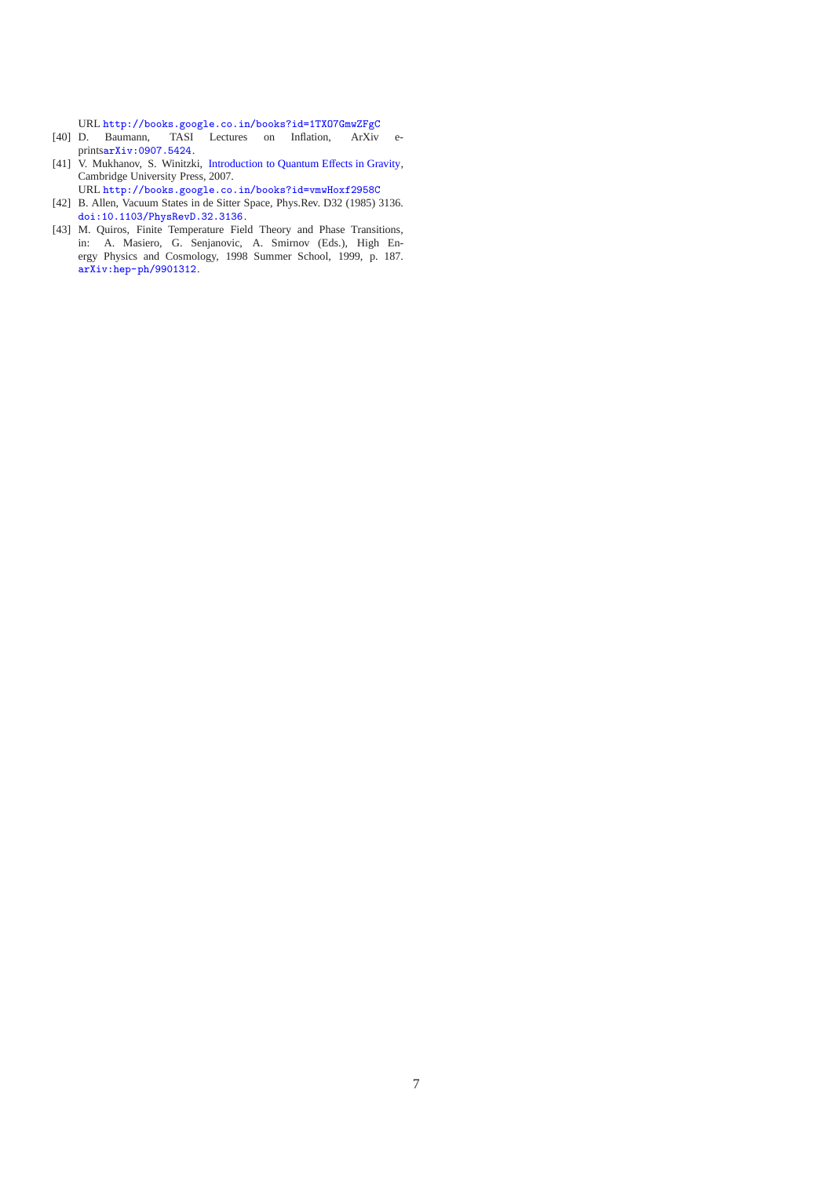URL http://books.google.co.in/books?id=1TXO7GmwZFgC

[40] D. Baumann, TASI Lectures on Inflation, ArXiv e-printsarXiv:0907.5424.

[41] V. Mukhanov, S. Winitzki, Introduction to Quantum Effects in Gravity, Cambridge University Press, 2007.
URL http://books.google.co.in/books?id=vmwHoxf2958C

[42] B. Allen, Vacuum States in de Sitter Space, Phys.Rev. D32 (1985) 3136. doi:10.1103/PhysRevD.32.3136.

[43] M. Quiros, Finite Temperature Field Theory and Phase Transitions, in: A. Masiero, G. Senjanovic, A. Smirnov (Eds.), High Energy Physics and Cosmology, 1998 Summer School, 1999, p. 187. arXiv:hep-ph/9901312.